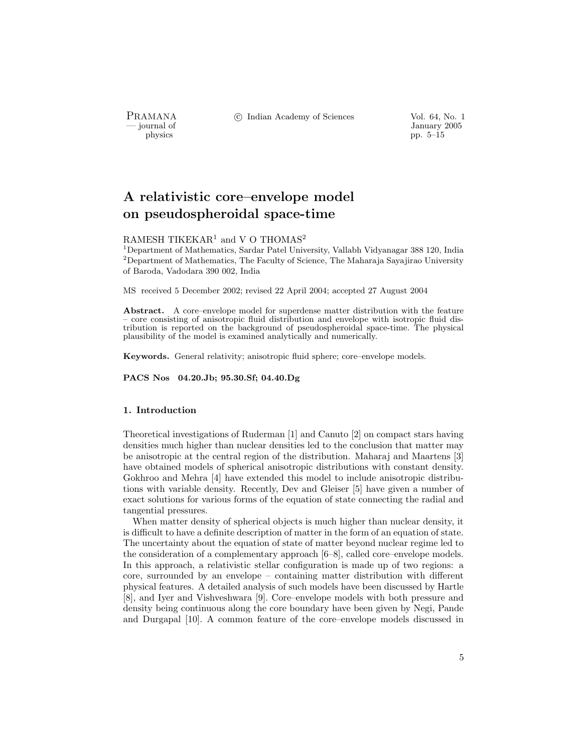# A relativistic core–envelope model on pseudospheroidal space-time

RAMESH TIKEKAR[1] and V O THOMAS[2]

[1]Department of Mathematics, Sardar Patel University, Vallabh Vidyanagar 388 120, India
[2]Department of Mathematics, The Faculty of Science, The Maharaja Sayajirao University of Baroda, Vadodara 390 002, India

MS received 5 December 2002; revised 22 April 2004; accepted 27 August 2004

**Abstract.** A core–envelope model for superdense matter distribution with the feature – core consisting of anisotropic fluid distribution and envelope with isotropic fluid distribution is reported on the background of pseudospheroidal space-time. The physical plausibility of the model is examined analytically and numerically.

**Keywords.** General relativity; anisotropic fluid sphere; core–envelope models.

**PACS Nos 04.20.Jb; 95.30.Sf; 04.40.Dg**

## 1. Introduction

Theoretical investigations of Ruderman [1] and Canuto [2] on compact stars having densities much higher than nuclear densities led to the conclusion that matter may be anisotropic at the central region of the distribution. Maharaj and Maartens [3] have obtained models of spherical anisotropic distributions with constant density. Gokhroo and Mehra [4] have extended this model to include anisotropic distributions with variable density. Recently, Dev and Gleiser [5] have given a number of exact solutions for various forms of the equation of state connecting the radial and tangential pressures.

When matter density of spherical objects is much higher than nuclear density, it is difficult to have a definite description of matter in the form of an equation of state. The uncertainty about the equation of state of matter beyond nuclear regime led to the consideration of a complementary approach [6–8], called core–envelope models. In this approach, a relativistic stellar configuration is made up of two regions: a core, surrounded by an envelope – containing matter distribution with different physical features. A detailed analysis of such models have been discussed by Hartle [8], and Iyer and Vishveshwara [9]. Core–envelope models with both pressure and density being continuous along the core boundary have been given by Negi, Pande and Durgapal [10]. A common feature of the core–envelope models discussed in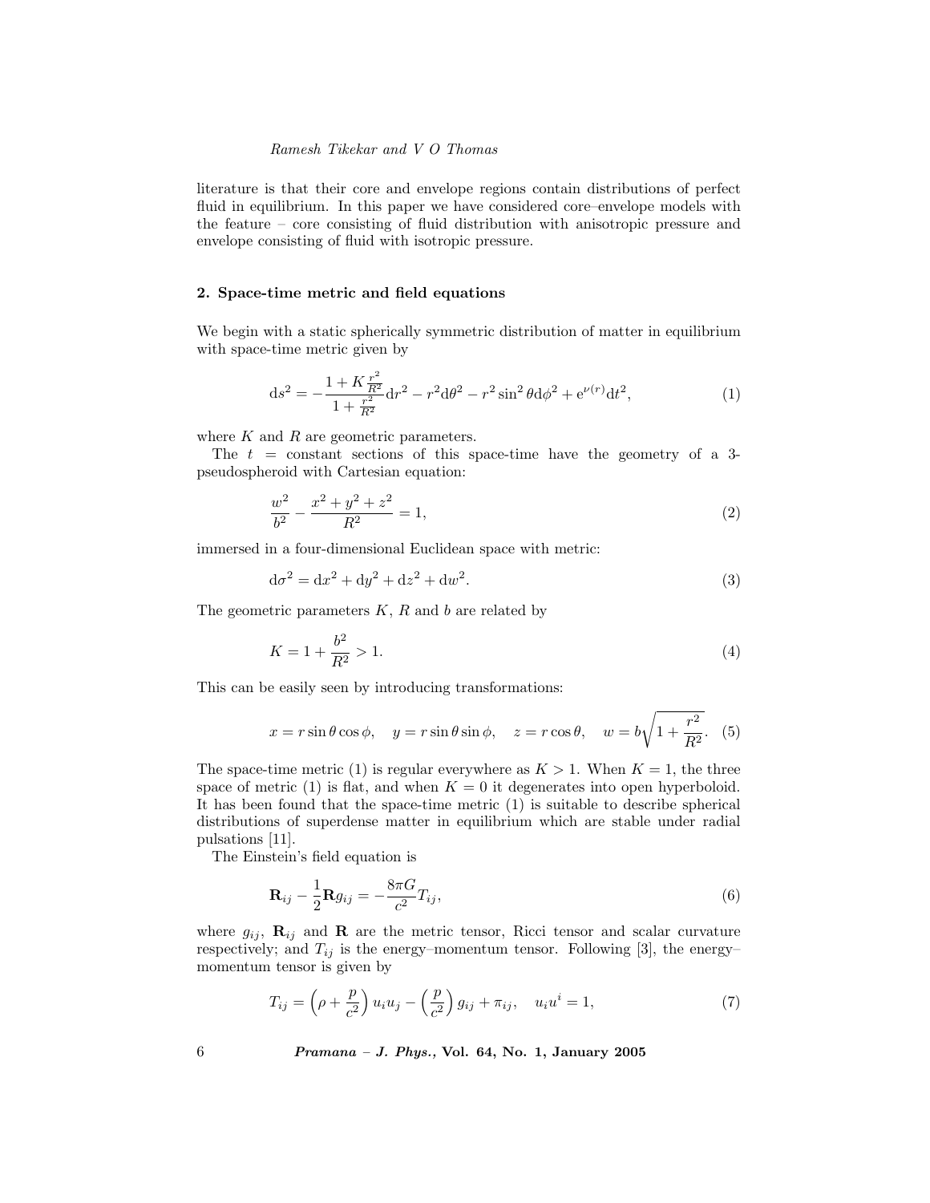literature is that their core and envelope regions contain distributions of perfect fluid in equilibrium. In this paper we have considered core–envelope models with the feature – core consisting of fluid distribution with anisotropic pressure and envelope consisting of fluid with isotropic pressure.

## 2. Space-time metric and field equations

We begin with a static spherically symmetric distribution of matter in equilibrium with space-time metric given by

$$\mathrm{d}s^2 = -\frac{1 + K\frac{r^2}{R^2}}{1 + \frac{r^2}{R^2}}\mathrm{d}r^2 - r^2\mathrm{d}\theta^2 - r^2\sin^2\theta\mathrm{d}\phi^2 + \mathrm{e}^{\nu(r)}\mathrm{d}t^2, \tag{1}$$

where $K$ and $R$ are geometric parameters.

The $t$ = constant sections of this space-time have the geometry of a 3-pseudospheroid with Cartesian equation:

$$\frac{w^2}{b^2} - \frac{x^2 + y^2 + z^2}{R^2} = 1, \tag{2}$$

immersed in a four-dimensional Euclidean space with metric:

$$\mathrm{d}\sigma^2 = \mathrm{d}x^2 + \mathrm{d}y^2 + \mathrm{d}z^2 + \mathrm{d}w^2. \tag{3}$$

The geometric parameters $K$, $R$ and $b$ are related by

$$K = 1 + \frac{b^2}{R^2} > 1. \tag{4}$$

This can be easily seen by introducing transformations:

$$x = r\sin\theta\cos\phi, \quad y = r\sin\theta\sin\phi, \quad z = r\cos\theta, \quad w = b\sqrt{1 + \frac{r^2}{R^2}}. \tag{5}$$

The space-time metric (1) is regular everywhere as $K > 1$. When $K = 1$, the three space of metric (1) is flat, and when $K = 0$ it degenerates into open hyperboloid. It has been found that the space-time metric (1) is suitable to describe spherical distributions of superdense matter in equilibrium which are stable under radial pulsations [11].

The Einstein's field equation is

$$\mathbf{R}_{ij} - \frac{1}{2}\mathbf{R}g_{ij} = -\frac{8\pi G}{c^2}T_{ij}, \tag{6}$$

where $g_{ij}$, $\mathbf{R}_{ij}$ and $\mathbf{R}$ are the metric tensor, Ricci tensor and scalar curvature respectively; and $T_{ij}$ is the energy–momentum tensor. Following [3], the energy–momentum tensor is given by

$$T_{ij} = \left(\rho + \frac{p}{c^2}\right)u_i u_j - \left(\frac{p}{c^2}\right)g_{ij} + \pi_{ij}, \quad u_i u^i = 1, \tag{7}$$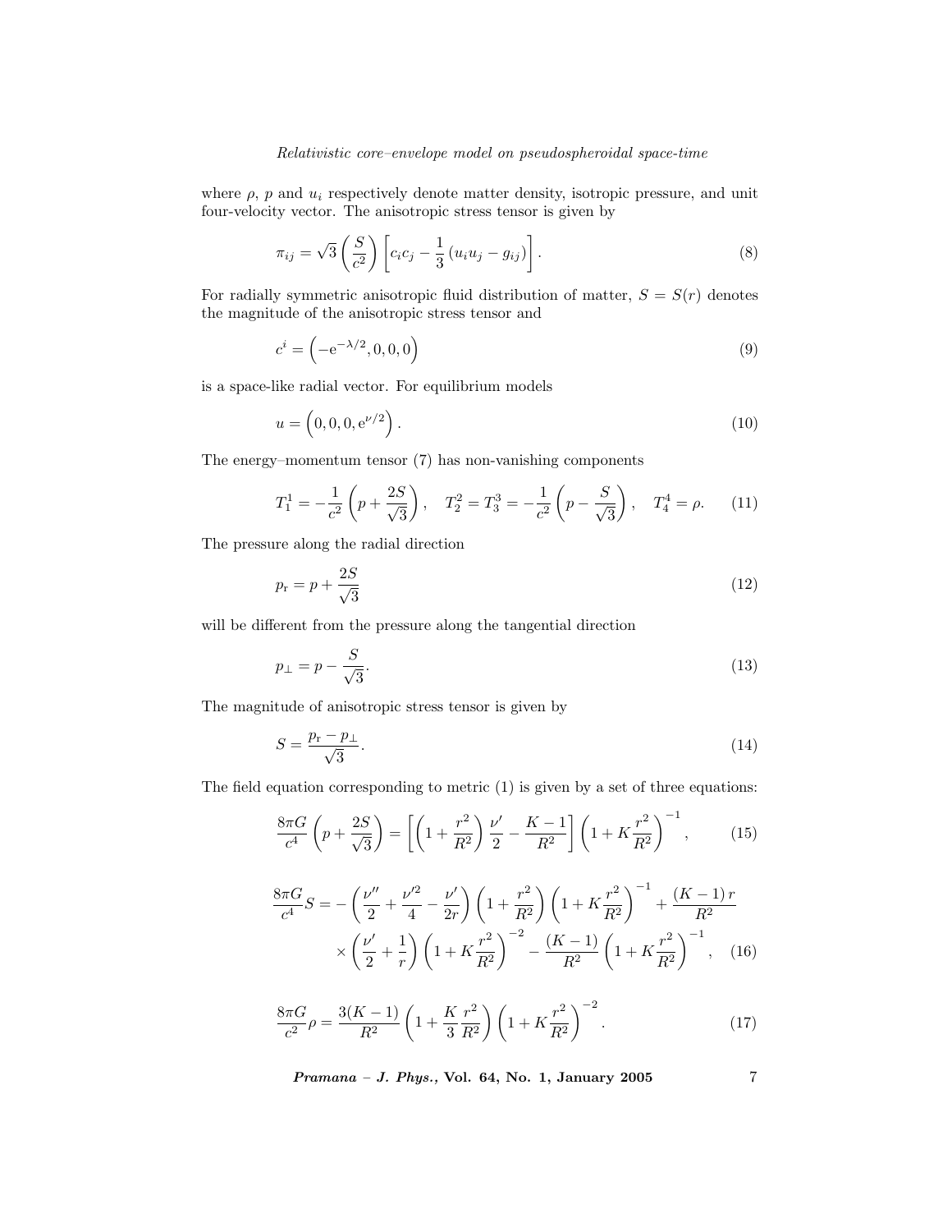where $\rho$, $p$ and $u_i$ respectively denote matter density, isotropic pressure, and unit four-velocity vector. The anisotropic stress tensor is given by

$$\pi_{ij} = \sqrt{3}\left(\frac{S}{c^2}\right)\left[c_i c_j - \frac{1}{3}\left(u_i u_j - g_{ij}\right)\right]. \tag{8}$$

For radially symmetric anisotropic fluid distribution of matter, $S = S(r)$ denotes the magnitude of the anisotropic stress tensor and

$$c^i = \left(-\mathrm{e}^{-\lambda/2}, 0, 0, 0\right) \tag{9}$$

is a space-like radial vector. For equilibrium models

$$u = \left(0, 0, 0, \mathrm{e}^{\nu/2}\right). \tag{10}$$

The energy–momentum tensor (7) has non-vanishing components

$$T_1^1 = -\frac{1}{c^2}\left(p + \frac{2S}{\sqrt{3}}\right), \quad T_2^2 = T_3^3 = -\frac{1}{c^2}\left(p - \frac{S}{\sqrt{3}}\right), \quad T_4^4 = \rho. \tag{11}$$

The pressure along the radial direction

$$p_{\mathrm{r}} = p + \frac{2S}{\sqrt{3}} \tag{12}$$

will be different from the pressure along the tangential direction

$$p_{\perp} = p - \frac{S}{\sqrt{3}}. \tag{13}$$

The magnitude of anisotropic stress tensor is given by

$$S = \frac{p_{\mathrm{r}} - p_{\perp}}{\sqrt{3}}. \tag{14}$$

The field equation corresponding to metric (1) is given by a set of three equations:

$$\frac{8\pi G}{c^4}\left(p + \frac{2S}{\sqrt{3}}\right) = \left[\left(1 + \frac{r^2}{R^2}\right)\frac{\nu'}{2} - \frac{K-1}{R^2}\right]\left(1 + K\frac{r^2}{R^2}\right)^{-1}, \tag{15}$$

$$\frac{8\pi G}{c^4}S = -\left(\frac{\nu''}{2} + \frac{\nu'^2}{4} - \frac{\nu'}{2r}\right)\left(1 + \frac{r^2}{R^2}\right)\left(1 + K\frac{r^2}{R^2}\right)^{-1} + \frac{(K-1)\,r}{R^2} \times\left(\frac{\nu'}{2} + \frac{1}{r}\right)\left(1 + K\frac{r^2}{R^2}\right)^{-2} - \frac{(K-1)}{R^2}\left(1 + K\frac{r^2}{R^2}\right)^{-1}, \tag{16}$$

$$\frac{8\pi G}{c^2}\rho = \frac{3(K-1)}{R^2}\left(1 + \frac{K}{3}\frac{r^2}{R^2}\right)\left(1 + K\frac{r^2}{R^2}\right)^{-2}. \tag{17}$$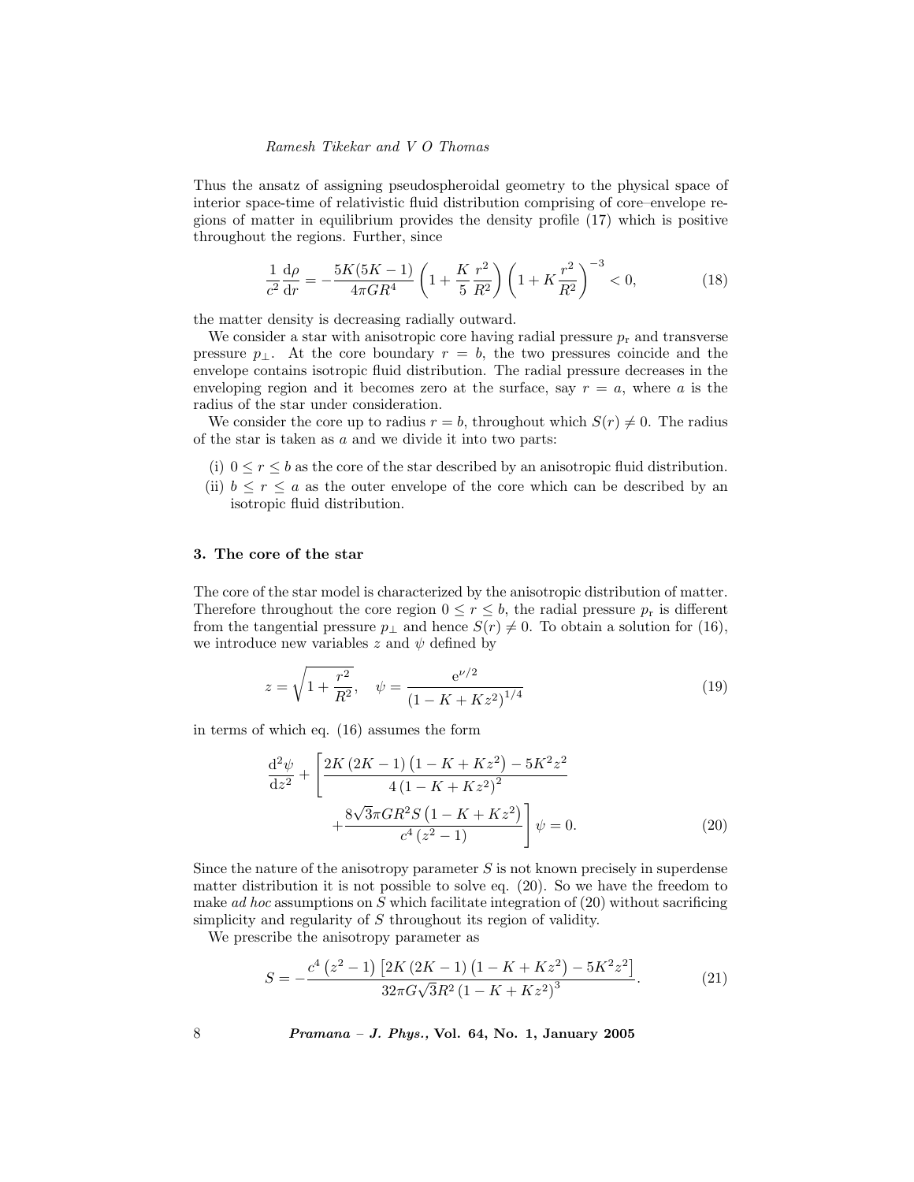Thus the ansatz of assigning pseudospheroidal geometry to the physical space of interior space-time of relativistic fluid distribution comprising of core–envelope regions of matter in equilibrium provides the density profile (17) which is positive throughout the regions. Further, since

$$\frac{1}{c^2}\frac{\mathrm{d}\rho}{\mathrm{d}r} = -\frac{5K(5K-1)}{4\pi G R^4}\left(1+\frac{K}{5}\frac{r^2}{R^2}\right)\left(1+K\frac{r^2}{R^2}\right)^{-3} < 0, \tag{18}$$

the matter density is decreasing radially outward.

We consider a star with anisotropic core having radial pressure $p_{\mathrm{r}}$ and transverse pressure $p_{\perp}$. At the core boundary $r = b$, the two pressures coincide and the envelope contains isotropic fluid distribution. The radial pressure decreases in the enveloping region and it becomes zero at the surface, say $r = a$, where $a$ is the radius of the star under consideration.

We consider the core up to radius $r = b$, throughout which $S(r) \neq 0$. The radius of the star is taken as $a$ and we divide it into two parts:

(i) $0 \le r \le b$ as the core of the star described by an anisotropic fluid distribution.

(ii) $b \le r \le a$ as the outer envelope of the core which can be described by an isotropic fluid distribution.

### 3. The core of the star

The core of the star model is characterized by the anisotropic distribution of matter. Therefore throughout the core region $0 \le r \le b$, the radial pressure $p_{\mathrm{r}}$ is different from the tangential pressure $p_{\perp}$ and hence $S(r) \neq 0$. To obtain a solution for (16), we introduce new variables $z$ and $\psi$ defined by

$$z = \sqrt{1+\frac{r^2}{R^2}}, \quad \psi = \frac{\mathrm{e}^{\nu/2}}{\left(1-K+Kz^2\right)^{1/4}} \tag{19}$$

in terms of which eq. (16) assumes the form

$$\frac{\mathrm{d}^2\psi}{\mathrm{d}z^2} + \left[\frac{2K\left(2K-1\right)\left(1-K+Kz^2\right)-5K^2z^2}{4\left(1-K+Kz^2\right)^2} + \frac{8\sqrt{3}\pi G R^2 S\left(1-K+Kz^2\right)}{c^4\left(z^2-1\right)}\right]\psi = 0. \tag{20}$$

Since the nature of the anisotropy parameter $S$ is not known precisely in superdense matter distribution it is not possible to solve eq. (20). So we have the freedom to make *ad hoc* assumptions on $S$ which facilitate integration of (20) without sacrificing simplicity and regularity of $S$ throughout its region of validity.

We prescribe the anisotropy parameter as

$$S = -\frac{c^4\left(z^2-1\right)\left[2K\left(2K-1\right)\left(1-K+Kz^2\right)-5K^2z^2\right]}{32\pi G\sqrt{3}R^2\left(1-K+Kz^2\right)^3}. \tag{21}$$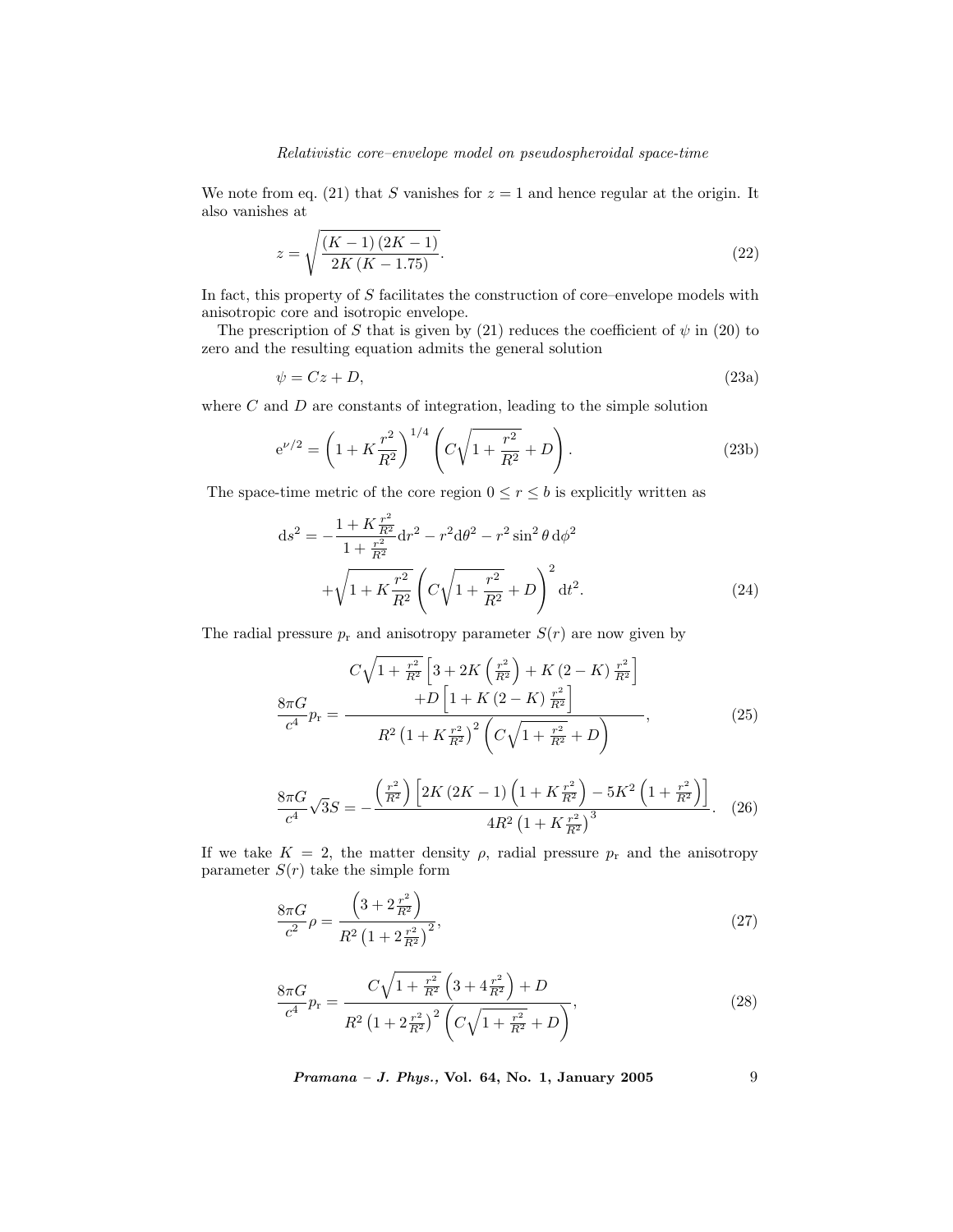We note from eq. (21) that $S$ vanishes for $z = 1$ and hence regular at the origin. It also vanishes at

$$z = \sqrt{\frac{(K-1)(2K-1)}{2K(K-1.75)}}. \tag{22}$$

In fact, this property of $S$ facilitates the construction of core–envelope models with anisotropic core and isotropic envelope.

The prescription of $S$ that is given by (21) reduces the coefficient of $\psi$ in (20) to zero and the resulting equation admits the general solution

$$\psi = Cz + D, \tag{23a}$$

where $C$ and $D$ are constants of integration, leading to the simple solution

$$\mathrm{e}^{\nu/2} = \left(1 + K\frac{r^2}{R^2}\right)^{1/4}\left(C\sqrt{1+\frac{r^2}{R^2}} + D\right). \tag{23b}$$

The space-time metric of the core region $0 \le r \le b$ is explicitly written as

$$\mathrm{d}s^2 = -\frac{1+K\frac{r^2}{R^2}}{1+\frac{r^2}{R^2}}\mathrm{d}r^2 - r^2\mathrm{d}\theta^2 - r^2\sin^2\theta\,\mathrm{d}\phi^2 + \sqrt{1+K\frac{r^2}{R^2}}\left(C\sqrt{1+\frac{r^2}{R^2}} + D\right)^2\mathrm{d}t^2. \tag{24}$$

The radial pressure $p_{\mathrm{r}}$ and anisotropy parameter $S(r)$ are now given by

$$\frac{8\pi G}{c^4}p_{\mathrm{r}} = \frac{C\sqrt{1+\frac{r^2}{R^2}}\left[3 + 2K\left(\frac{r^2}{R^2}\right) + K(2-K)\frac{r^2}{R^2}\right] + D\left[1 + K(2-K)\frac{r^2}{R^2}\right]}{R^2\left(1+K\frac{r^2}{R^2}\right)^2\left(C\sqrt{1+\frac{r^2}{R^2}} + D\right)}, \tag{25}$$

$$\frac{8\pi G}{c^4}\sqrt{3}S = -\frac{\left(\frac{r^2}{R^2}\right)\left[2K(2K-1)\left(1+K\frac{r^2}{R^2}\right) - 5K^2\left(1+\frac{r^2}{R^2}\right)\right]}{4R^2\left(1+K\frac{r^2}{R^2}\right)^3}. \tag{26}$$

If we take $K = 2$, the matter density $\rho$, radial pressure $p_{\mathrm{r}}$ and the anisotropy parameter $S(r)$ take the simple form

$$\frac{8\pi G}{c^2}\rho = \frac{\left(3 + 2\frac{r^2}{R^2}\right)}{R^2\left(1+2\frac{r^2}{R^2}\right)^2}, \tag{27}$$

$$\frac{8\pi G}{c^4}p_{\mathrm{r}} = \frac{C\sqrt{1+\frac{r^2}{R^2}}\left(3 + 4\frac{r^2}{R^2}\right) + D}{R^2\left(1+2\frac{r^2}{R^2}\right)^2\left(C\sqrt{1+\frac{r^2}{R^2}} + D\right)}, \tag{28}$$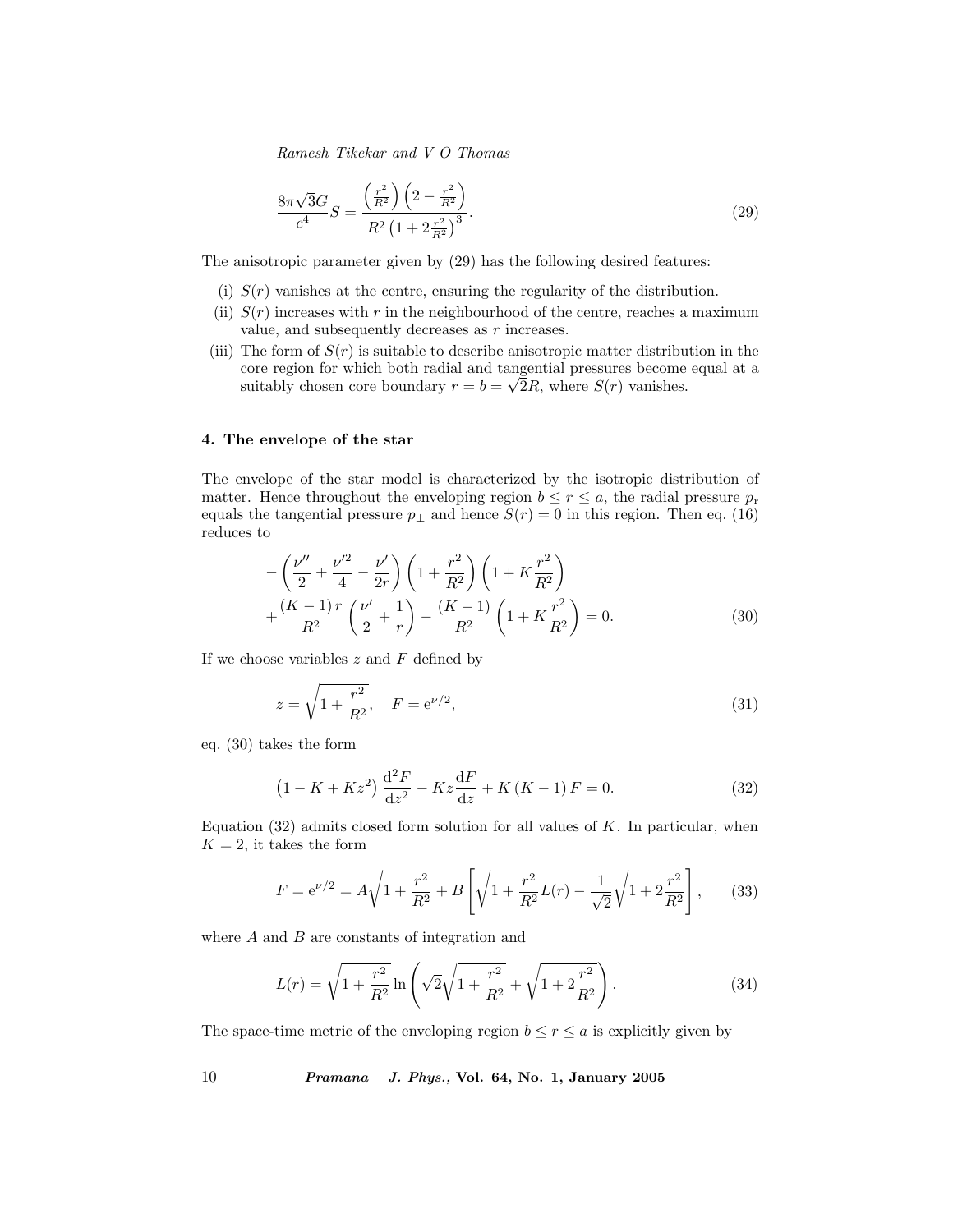$$\frac{8\pi\sqrt{3}G}{c^4}S = \frac{\left(\frac{r^2}{R^2}\right)\left(2-\frac{r^2}{R^2}\right)}{R^2\left(1+2\frac{r^2}{R^2}\right)^3}. \tag{29}$$

The anisotropic parameter given by (29) has the following desired features:

(i) $S(r)$ vanishes at the centre, ensuring the regularity of the distribution.

(ii) $S(r)$ increases with $r$ in the neighbourhood of the centre, reaches a maximum value, and subsequently decreases as $r$ increases.

(iii) The form of $S(r)$ is suitable to describe anisotropic matter distribution in the core region for which both radial and tangential pressures become equal at a suitably chosen core boundary $r = b = \sqrt{2}R$, where $S(r)$ vanishes.

## 4. The envelope of the star

The envelope of the star model is characterized by the isotropic distribution of matter. Hence throughout the enveloping region $b \leq r \leq a$, the radial pressure $p_{\mathrm{r}}$ equals the tangential pressure $p_{\perp}$ and hence $S(r) = 0$ in this region. Then eq. (16) reduces to

$$\begin{aligned}
&-\left(\frac{\nu''}{2}+\frac{\nu'^2}{4}-\frac{\nu'}{2r}\right)\left(1+\frac{r^2}{R^2}\right)\left(1+K\frac{r^2}{R^2}\right)\\
&+\frac{(K-1)\,r}{R^2}\left(\frac{\nu'}{2}+\frac{1}{r}\right)-\frac{(K-1)}{R^2}\left(1+K\frac{r^2}{R^2}\right)=0.
\end{aligned} \tag{30}$$

If we choose variables $z$ and $F$ defined by

$$z=\sqrt{1+\frac{r^2}{R^2}}, \quad F=\mathrm{e}^{\nu/2}, \tag{31}$$

eq. (30) takes the form

$$\left(1-K+Kz^2\right)\frac{\mathrm{d}^2F}{\mathrm{d}z^2}-Kz\frac{\mathrm{d}F}{\mathrm{d}z}+K\left(K-1\right)F=0. \tag{32}$$

Equation (32) admits closed form solution for all values of $K$. In particular, when $K = 2$, it takes the form

$$F=\mathrm{e}^{\nu/2}=A\sqrt{1+\frac{r^2}{R^2}}+B\left[\sqrt{1+\frac{r^2}{R^2}}L(r)-\frac{1}{\sqrt{2}}\sqrt{1+2\frac{r^2}{R^2}}\right], \tag{33}$$

where $A$ and $B$ are constants of integration and

$$L(r)=\sqrt{1+\frac{r^2}{R^2}}\ln\left(\sqrt{2}\sqrt{1+\frac{r^2}{R^2}}+\sqrt{1+2\frac{r^2}{R^2}}\right). \tag{34}$$

The space-time metric of the enveloping region $b \leq r \leq a$ is explicitly given by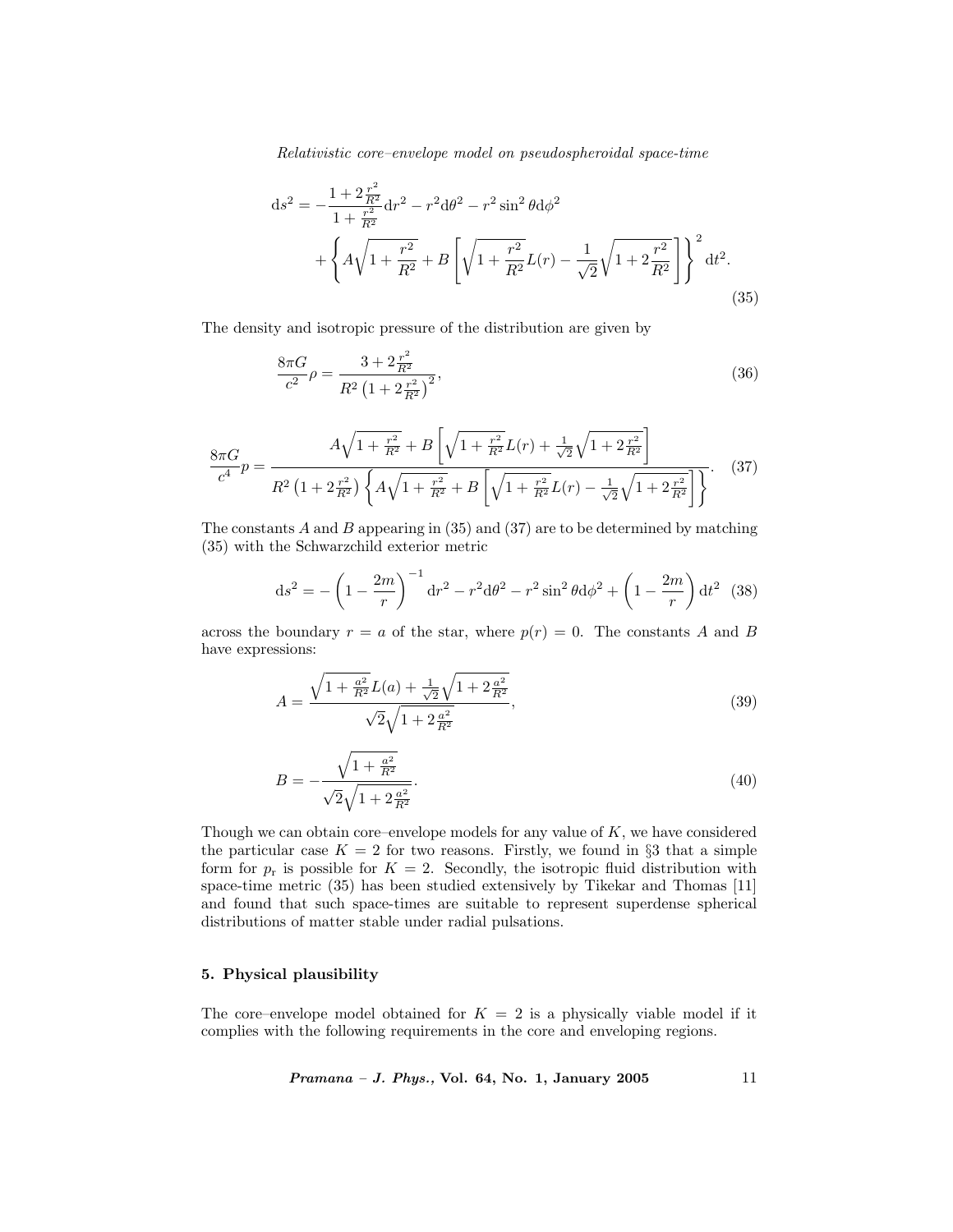$$\mathrm{d}s^2 = -\frac{1+2\frac{r^2}{R^2}}{1+\frac{r^2}{R^2}}\mathrm{d}r^2 - r^2\mathrm{d}\theta^2 - r^2\sin^2\theta\mathrm{d}\phi^2 + \left\{ A\sqrt{1+\frac{r^2}{R^2}} + B\left[\sqrt{1+\frac{r^2}{R^2}}L(r) - \frac{1}{\sqrt{2}}\sqrt{1+2\frac{r^2}{R^2}}\right]\right\}^2 \mathrm{d}t^2. \tag{35}$$

The density and isotropic pressure of the distribution are given by

$$\frac{8\pi G}{c^2}\rho = \frac{3+2\frac{r^2}{R^2}}{R^2\left(1+2\frac{r^2}{R^2}\right)^2}, \tag{36}$$

$$\frac{8\pi G}{c^4}p = \frac{A\sqrt{1+\frac{r^2}{R^2}} + B\left[\sqrt{1+\frac{r^2}{R^2}}L(r) + \frac{1}{\sqrt{2}}\sqrt{1+2\frac{r^2}{R^2}}\right]}{R^2\left(1+2\frac{r^2}{R^2}\right)\left\{A\sqrt{1+\frac{r^2}{R^2}} + B\left[\sqrt{1+\frac{r^2}{R^2}}L(r) - \frac{1}{\sqrt{2}}\sqrt{1+2\frac{r^2}{R^2}}\right]\right\}}. \tag{37}$$

The constants $A$ and $B$ appearing in (35) and (37) are to be determined by matching (35) with the Schwarzchild exterior metric

$$\mathrm{d}s^2 = -\left(1-\frac{2m}{r}\right)^{-1}\mathrm{d}r^2 - r^2\mathrm{d}\theta^2 - r^2\sin^2\theta\mathrm{d}\phi^2 + \left(1-\frac{2m}{r}\right)\mathrm{d}t^2 \tag{38}$$

across the boundary $r = a$ of the star, where $p(r) = 0$. The constants $A$ and $B$ have expressions:

$$A = \frac{\sqrt{1+\frac{a^2}{R^2}}L(a) + \frac{1}{\sqrt{2}}\sqrt{1+2\frac{a^2}{R^2}}}{\sqrt{2}\sqrt{1+2\frac{a^2}{R^2}}}, \tag{39}$$

$$B = -\frac{\sqrt{1+\frac{a^2}{R^2}}}{\sqrt{2}\sqrt{1+2\frac{a^2}{R^2}}}. \tag{40}$$

Though we can obtain core–envelope models for any value of $K$, we have considered the particular case $K = 2$ for two reasons. Firstly, we found in §3 that a simple form for $p_{\mathrm{r}}$ is possible for $K = 2$. Secondly, the isotropic fluid distribution with space-time metric (35) has been studied extensively by Tikekar and Thomas [11] and found that such space-times are suitable to represent superdense spherical distributions of matter stable under radial pulsations.

## 5. Physical plausibility

The core–envelope model obtained for $K = 2$ is a physically viable model if it complies with the following requirements in the core and enveloping regions.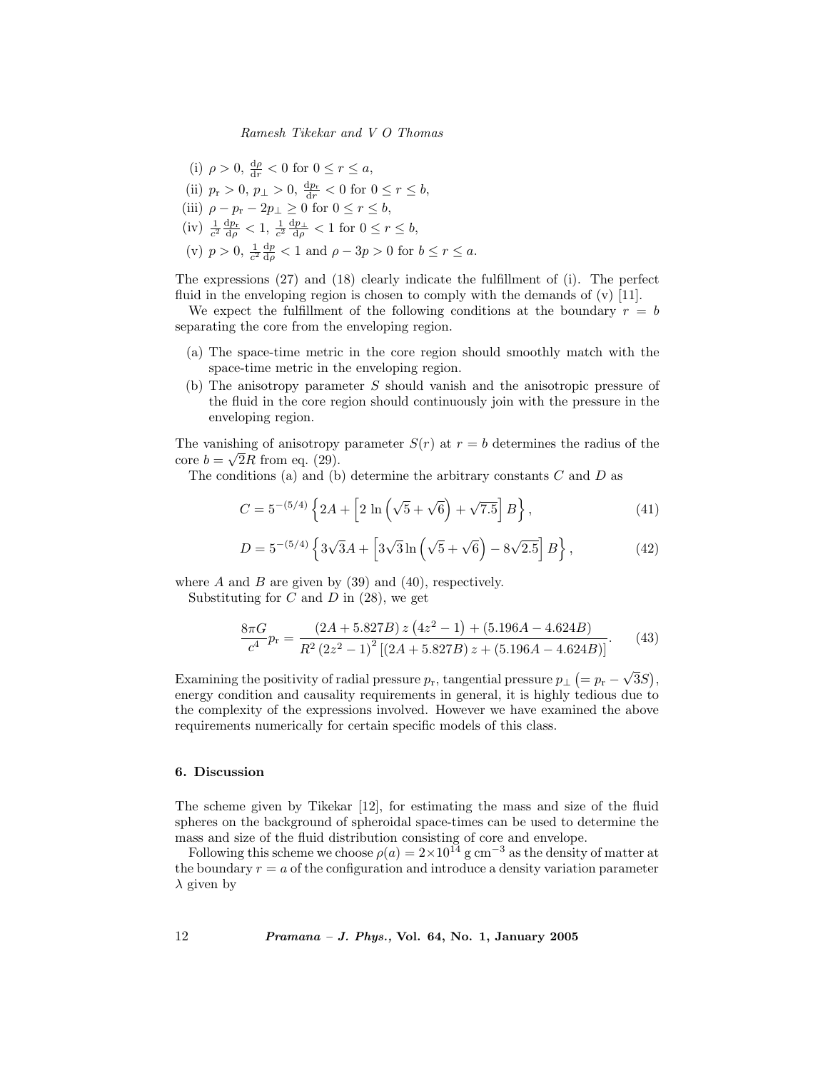(i) $\rho > 0$, $\frac{\mathrm{d}\rho}{\mathrm{d}r} < 0$ for $0 \le r \le a$,

(ii) $p_{\mathrm{r}} > 0$, $p_{\perp} > 0$, $\frac{\mathrm{d}p_{\mathrm{r}}}{\mathrm{d}r} < 0$ for $0 \le r \le b$,

(iii) $\rho - p_{\mathrm{r}} - 2p_{\perp} \ge 0$ for $0 \le r \le b$,

(iv) $\frac{1}{c^2}\frac{\mathrm{d}p_{\mathrm{r}}}{\mathrm{d}\rho} < 1$, $\frac{1}{c^2}\frac{\mathrm{d}p_{\perp}}{\mathrm{d}\rho} < 1$ for $0 \le r \le b$,

(v) $p > 0$, $\frac{1}{c^2}\frac{\mathrm{d}p}{\mathrm{d}\rho} < 1$ and $\rho - 3p > 0$ for $b \le r \le a$.

The expressions (27) and (18) clearly indicate the fulfillment of (i). The perfect fluid in the enveloping region is chosen to comply with the demands of (v) [11].

We expect the fulfillment of the following conditions at the boundary $r = b$ separating the core from the enveloping region.

(a) The space-time metric in the core region should smoothly match with the space-time metric in the enveloping region.

(b) The anisotropy parameter $S$ should vanish and the anisotropic pressure of the fluid in the core region should continuously join with the pressure in the enveloping region.

The vanishing of anisotropy parameter $S(r)$ at $r = b$ determines the radius of the core $b = \sqrt{2}R$ from eq. (29).

The conditions (a) and (b) determine the arbitrary constants $C$ and $D$ as

$$C = 5^{-(5/4)}\left\{2A + \left[2\,\ln\left(\sqrt{5}+\sqrt{6}\right) + \sqrt{7.5}\right]B\right\}, \tag{41}$$

$$D = 5^{-(5/4)}\left\{3\sqrt{3}A + \left[3\sqrt{3}\ln\left(\sqrt{5}+\sqrt{6}\right) - 8\sqrt{2.5}\right]B\right\}, \tag{42}$$

where $A$ and $B$ are given by (39) and (40), respectively.

Substituting for $C$ and $D$ in (28), we get

$$\frac{8\pi G}{c^4}p_{\mathrm{r}} = \frac{(2A + 5.827B)\,z\left(4z^2-1\right) + (5.196A - 4.624B)}{R^2\left(2z^2-1\right)^2\left[(2A+5.827B)\,z + (5.196A - 4.624B)\right]}. \tag{43}$$

Examining the positivity of radial pressure $p_{\mathrm{r}}$, tangential pressure $p_{\perp}\left(= p_{\mathrm{r}} - \sqrt{3}S\right)$, energy condition and causality requirements in general, it is highly tedious due to the complexity of the expressions involved. However we have examined the above requirements numerically for certain specific models of this class.

## 6. Discussion

The scheme given by Tikekar [12], for estimating the mass and size of the fluid spheres on the background of spheroidal space-times can be used to determine the mass and size of the fluid distribution consisting of core and envelope.

Following this scheme we choose $\rho(a) = 2\times 10^{14}$ g cm$^{-3}$ as the density of matter at the boundary $r = a$ of the configuration and introduce a density variation parameter $\lambda$ given by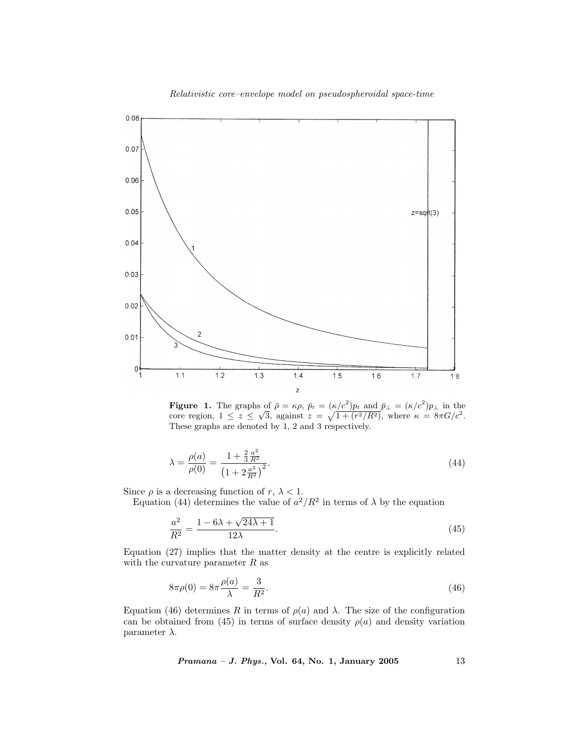**Figure 1.** The graphs of $\bar{\rho} = \kappa\rho$, $\bar{p}_{\rm r} = (\kappa/c^2)p_{\rm r}$ and $\bar{p}_{\perp} = (\kappa/c^2)p_{\perp}$ in the core region, $1 \leq z \leq \sqrt{3}$, against $z = \sqrt{1 + (r^2/R^2)}$, where $\kappa = 8\pi G/c^2$. These graphs are denoted by 1, 2 and 3 respectively.

$$\lambda = \frac{\rho(a)}{\rho(0)} = \frac{1 + \frac{2}{3}\frac{a^2}{R^2}}{\left(1 + 2\frac{a^2}{R^2}\right)^2}. \tag{44}$$

Since $\rho$ is a decreasing function of $r$, $\lambda < 1$.

Equation (44) determines the value of $a^2/R^2$ in terms of $\lambda$ by the equation

$$\frac{a^2}{R^2} = \frac{1 - 6\lambda + \sqrt{24\lambda + 1}}{12\lambda}. \tag{45}$$

Equation (27) implies that the matter density at the centre is explicitly related with the curvature parameter $R$ as

$$8\pi\rho(0) = 8\pi\frac{\rho(a)}{\lambda} = \frac{3}{R^2}. \tag{46}$$

Equation (46) determines $R$ in terms of $\rho(a)$ and $\lambda$. The size of the configuration can be obtained from (45) in terms of surface density $\rho(a)$ and density variation parameter $\lambda$.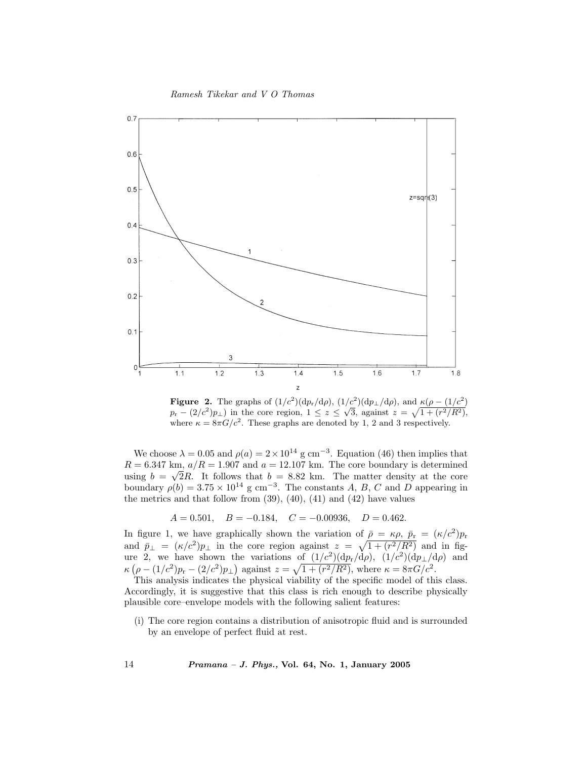**Figure 2.** The graphs of $(1/c^2)(\mathrm{d}p_\mathrm{r}/\mathrm{d}\rho)$, $(1/c^2)(\mathrm{d}p_\perp/\mathrm{d}\rho)$, and $\kappa(\rho - (1/c^2)p_\mathrm{r} - (2/c^2)p_\perp)$ in the core region, $1 \leq z \leq \sqrt{3}$, against $z = \sqrt{1 + (r^2/R^2)}$, where $\kappa = 8\pi G/c^2$. These graphs are denoted by 1, 2 and 3 respectively.

We choose $\lambda = 0.05$ and $\rho(a) = 2 \times 10^{14}$ g cm$^{-3}$. Equation (46) then implies that $R = 6.347$ km, $a/R = 1.907$ and $a = 12.107$ km. The core boundary is determined using $b = \sqrt{2}R$. It follows that $b = 8.82$ km. The matter density at the core boundary $\rho(b) = 3.75 \times 10^{14}$ g cm$^{-3}$. The constants $A$, $B$, $C$ and $D$ appearing in the metrics and that follow from (39), (40), (41) and (42) have values

$$A = 0.501, \quad B = -0.184, \quad C = -0.00936, \quad D = 0.462.$$

In figure 1, we have graphically shown the variation of $\bar{\rho} = \kappa\rho$, $\bar{p}_\mathrm{r} = (\kappa/c^2)p_\mathrm{r}$ and $\bar{p}_\perp = (\kappa/c^2)p_\perp$ in the core region against $z = \sqrt{1 + (r^2/R^2)}$ and in figure 2, we have shown the variations of $(1/c^2)(\mathrm{d}p_\mathrm{r}/\mathrm{d}\rho)$, $(1/c^2)(\mathrm{d}p_\perp/\mathrm{d}\rho)$ and $\kappa\left(\rho - (1/c^2)p_\mathrm{r} - (2/c^2)p_\perp\right)$ against $z = \sqrt{1 + (r^2/R^2)}$, where $\kappa = 8\pi G/c^2$.

This analysis indicates the physical viability of the specific model of this class. Accordingly, it is suggestive that this class is rich enough to describe physically plausible core–envelope models with the following salient features:

(i) The core region contains a distribution of anisotropic fluid and is surrounded by an envelope of perfect fluid at rest.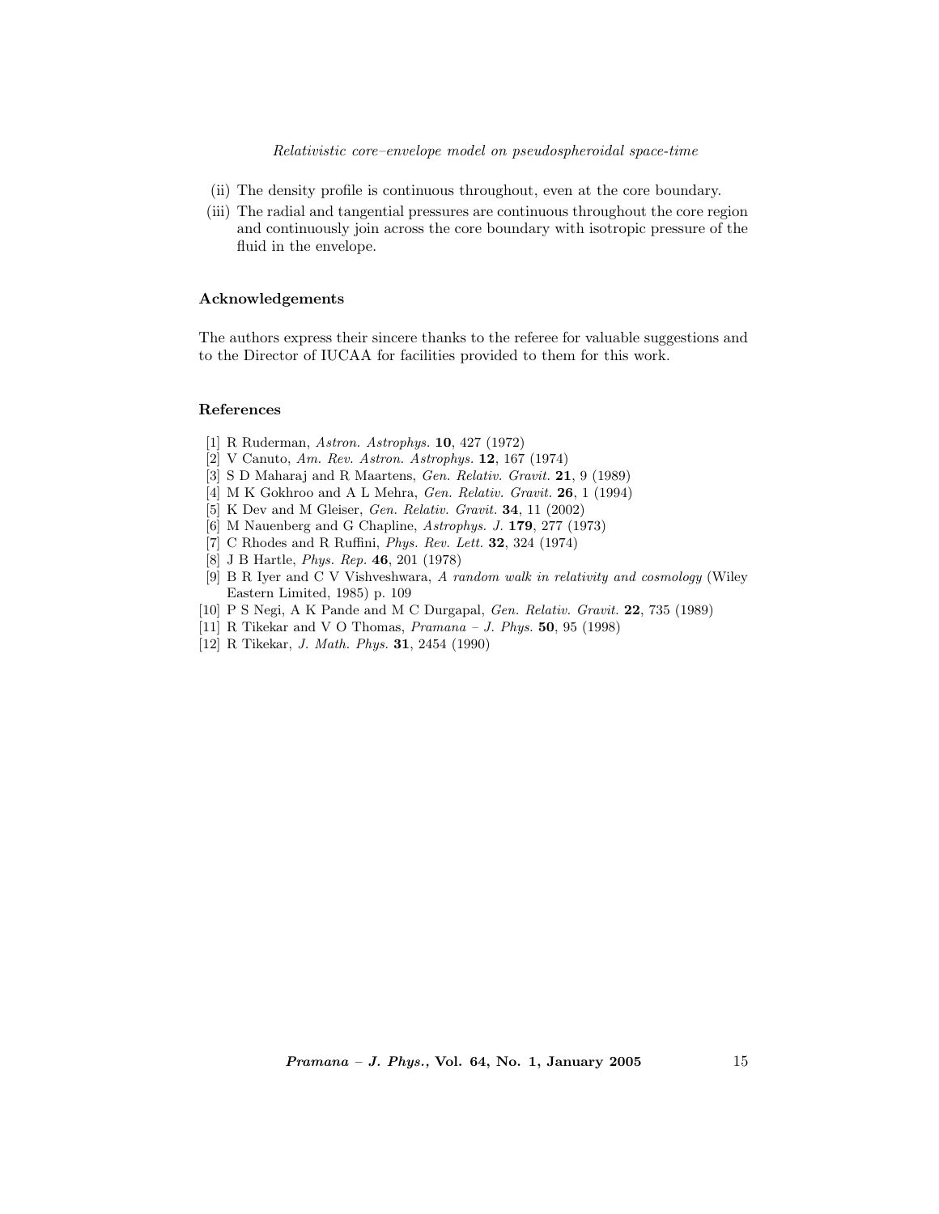(ii) The density profile is continuous throughout, even at the core boundary.

(iii) The radial and tangential pressures are continuous throughout the core region and continuously join across the core boundary with isotropic pressure of the fluid in the envelope.

## Acknowledgements

The authors express their sincere thanks to the referee for valuable suggestions and to the Director of IUCAA for facilities provided to them for this work.

## References

[1] R Ruderman, *Astron. Astrophys.* **10**, 427 (1972)
[2] V Canuto, *Am. Rev. Astron. Astrophys.* **12**, 167 (1974)
[3] S D Maharaj and R Maartens, *Gen. Relativ. Gravit.* **21**, 9 (1989)
[4] M K Gokhroo and A L Mehra, *Gen. Relativ. Gravit.* **26**, 1 (1994)
[5] K Dev and M Gleiser, *Gen. Relativ. Gravit.* **34**, 11 (2002)
[6] M Nauenberg and G Chapline, *Astrophys. J.* **179**, 277 (1973)
[7] C Rhodes and R Ruffini, *Phys. Rev. Lett.* **32**, 324 (1974)
[8] J B Hartle, *Phys. Rep.* **46**, 201 (1978)
[9] B R Iyer and C V Vishveshwara, *A random walk in relativity and cosmology* (Wiley Eastern Limited, 1985) p. 109
[10] P S Negi, A K Pande and M C Durgapal, *Gen. Relativ. Gravit.* **22**, 735 (1989)
[11] R Tikekar and V O Thomas, *Pramana – J. Phys.* **50**, 95 (1998)
[12] R Tikekar, *J. Math. Phys.* **31**, 2454 (1990)